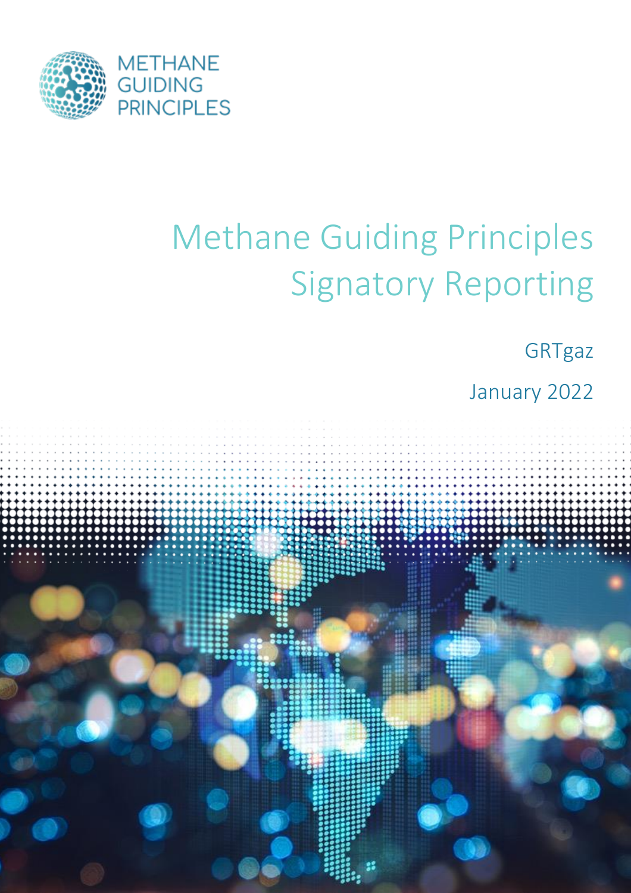METHANE GUIDING PRINCIPLES

# Methane Guiding Principles Signatory Reporting

GRTgaz

January 2022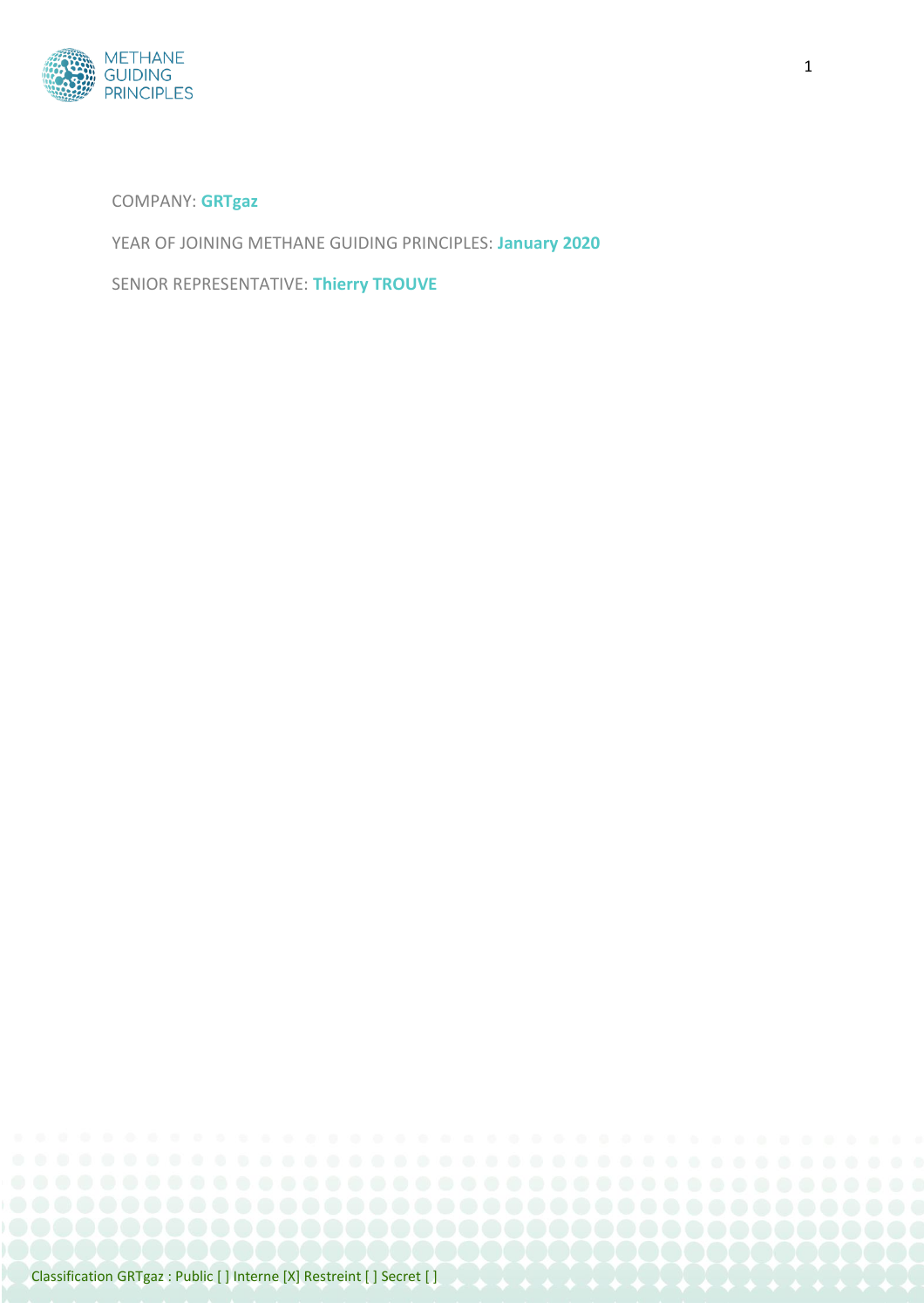COMPANY: **GRTgaz**

YEAR OF JOINING METHANE GUIDING PRINCIPLES: **January 2020**

SENIOR REPRESENTATIVE: **Thierry TROUVE**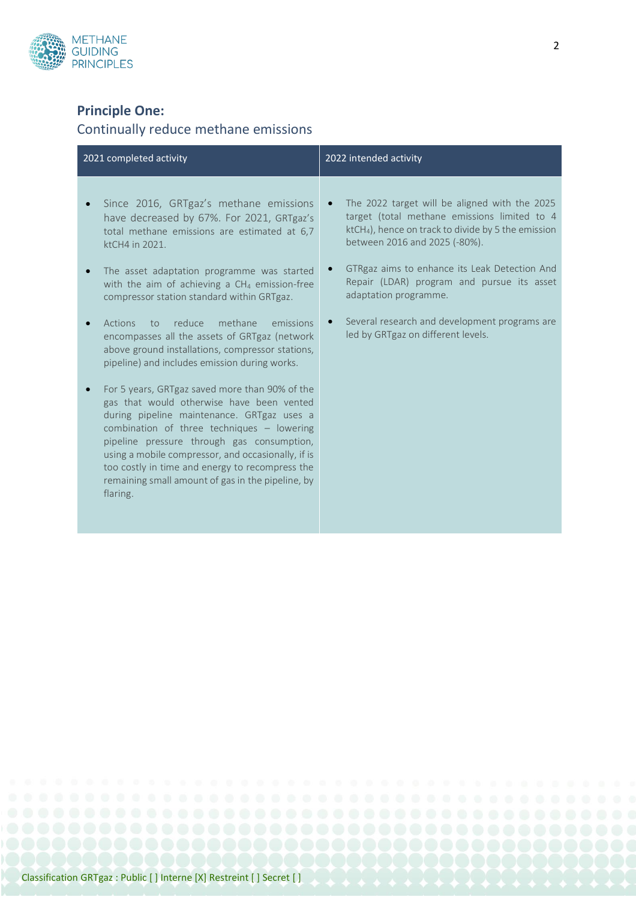## Principle One:

Continually reduce methane emissions

| 2021 completed activity | 2022 intended activity |
| --- | --- |
| • Since 2016, GRTgaz's methane emissions have decreased by 67%. For 2021, GRTgaz's total methane emissions are estimated at 6,7 ktCH4 in 2021.<br><br>• The asset adaptation programme was started with the aim of achieving a $CH_4$ emission-free compressor station standard within GRTgaz.<br><br>• Actions to reduce methane emissions encompasses all the assets of GRTgaz (network above ground installations, compressor stations, pipeline) and includes emission during works.<br><br>• For 5 years, GRTgaz saved more than 90% of the gas that would otherwise have been vented during pipeline maintenance. GRTgaz uses a combination of three techniques – lowering pipeline pressure through gas consumption, using a mobile compressor, and occasionally, if is too costly in time and energy to recompress the remaining small amount of gas in the pipeline, by flaring. | • The 2022 target will be aligned with the 2025 target (total methane emissions limited to 4 $ktCH_4$), hence on track to divide by 5 the emission between 2016 and 2025 (-80%).<br><br>• GTRgaz aims to enhance its Leak Detection And Repair (LDAR) program and pursue its asset adaptation programme.<br><br>• Several research and development programs are led by GRTgaz on different levels. |

Classification GRTgaz : Public [ ] Interne [X] Restreint [ ] Secret [ ]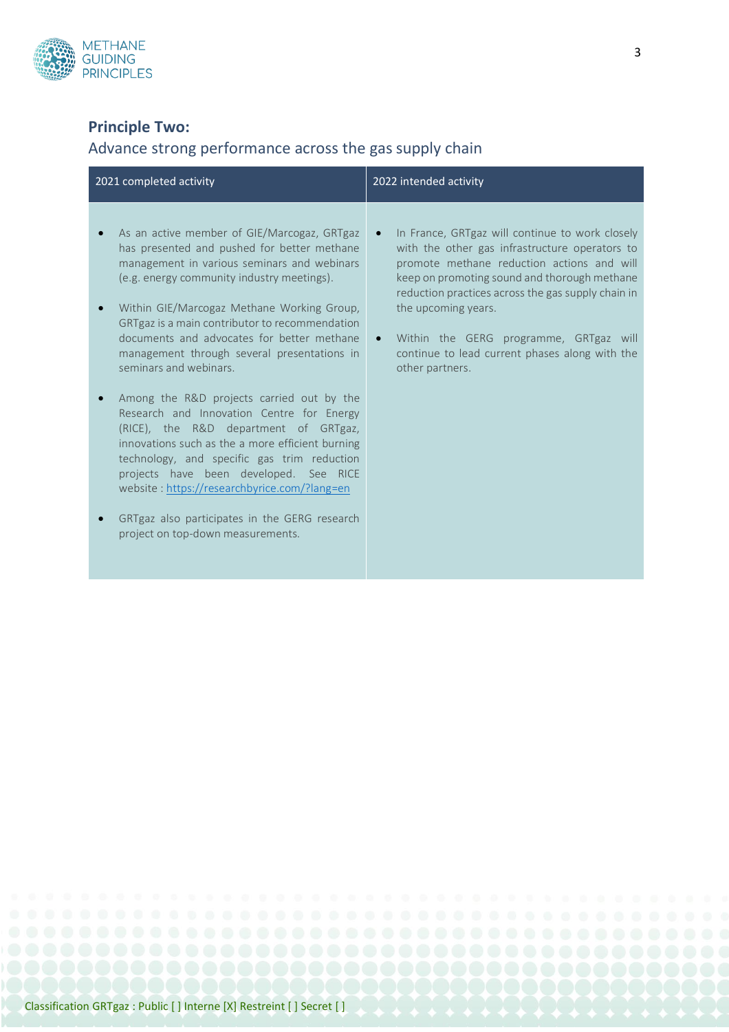## Principle Two:

### Advance strong performance across the gas supply chain

| 2021 completed activity | 2022 intended activity |
|---|---|
| • As an active member of GIE/Marcogaz, GRTgaz has presented and pushed for better methane management in various seminars and webinars (e.g. energy community industry meetings).<br><br>• Within GIE/Marcogaz Methane Working Group, GRTgaz is a main contributor to recommendation documents and advocates for better methane management through several presentations in seminars and webinars.<br><br>• Among the R&D projects carried out by the Research and Innovation Centre for Energy (RICE), the R&D department of GRTgaz, innovations such as the a more efficient burning technology, and specific gas trim reduction projects have been developed. See RICE website : https://researchbyrice.com/?lang=en<br><br>• GRTgaz also participates in the GERG research project on top-down measurements. | • In France, GRTgaz will continue to work closely with the other gas infrastructure operators to promote methane reduction actions and will keep on promoting sound and thorough methane reduction practices across the gas supply chain in the upcoming years.<br><br>• Within the GERG programme, GRTgaz will continue to lead current phases along with the other partners. |

Classification GRTgaz : Public [ ] Interne [X] Restreint [ ] Secret [ ]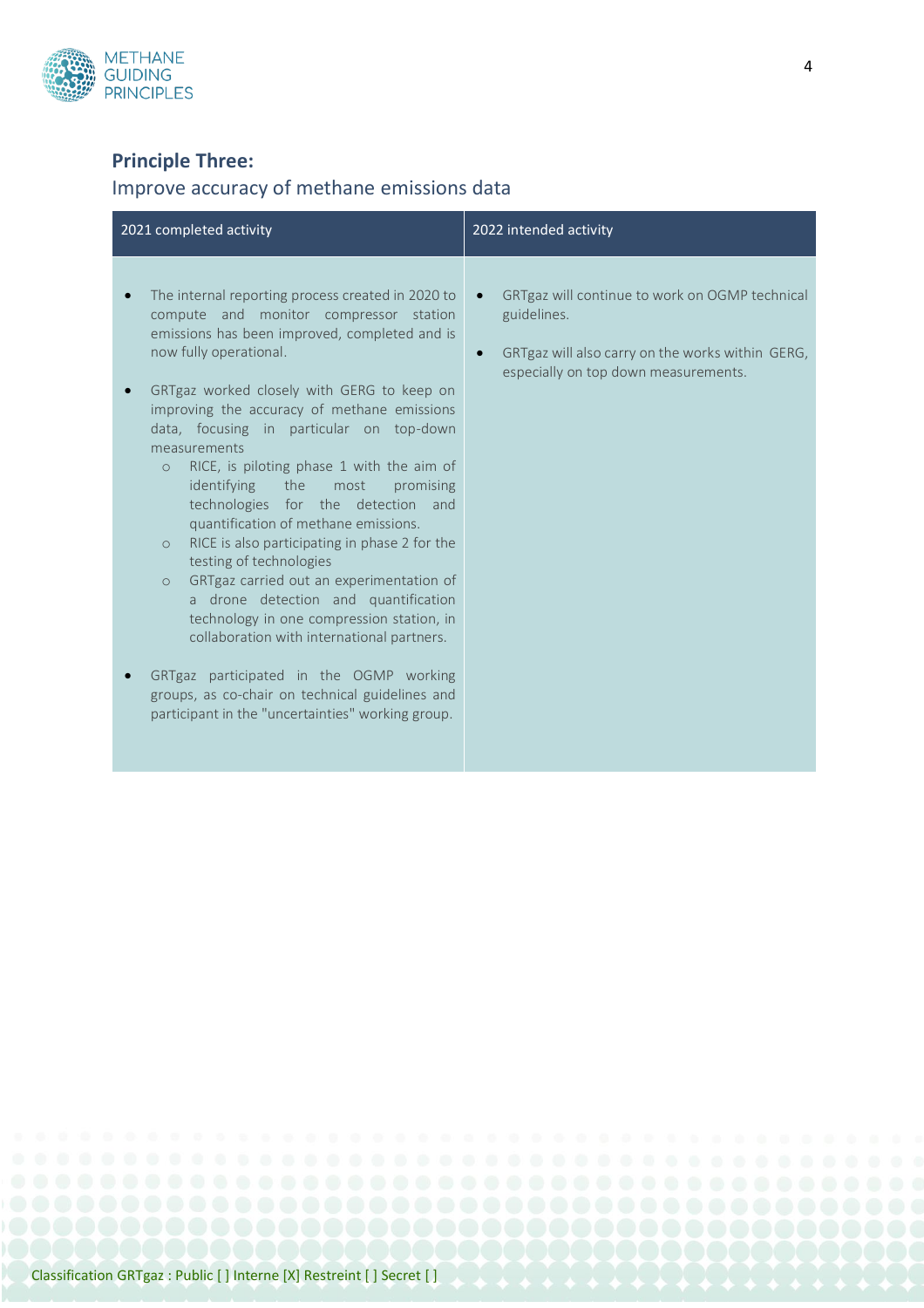## Principle Three:

Improve accuracy of methane emissions data

| 2021 completed activity | 2022 intended activity |
| --- | --- |
| • The internal reporting process created in 2020 to compute and monitor compressor station emissions has been improved, completed and is now fully operational.<br><br>• GRTgaz worked closely with GERG to keep on improving the accuracy of methane emissions data, focusing in particular on top-down measurements<br>  ○ RICE, is piloting phase 1 with the aim of identifying the most promising technologies for the detection and quantification of methane emissions.<br>  ○ RICE is also participating in phase 2 for the testing of technologies<br>  ○ GRTgaz carried out an experimentation of a drone detection and quantification technology in one compression station, in collaboration with international partners.<br><br>• GRTgaz participated in the OGMP working groups, as co-chair on technical guidelines and participant in the "uncertainties" working group. | • GRTgaz will continue to work on OGMP technical guidelines.<br><br>• GRTgaz will also carry on the works within GERG, especially on top down measurements. |

Classification GRTgaz : Public [ ] Interne [X] Restreint [ ] Secret [ ]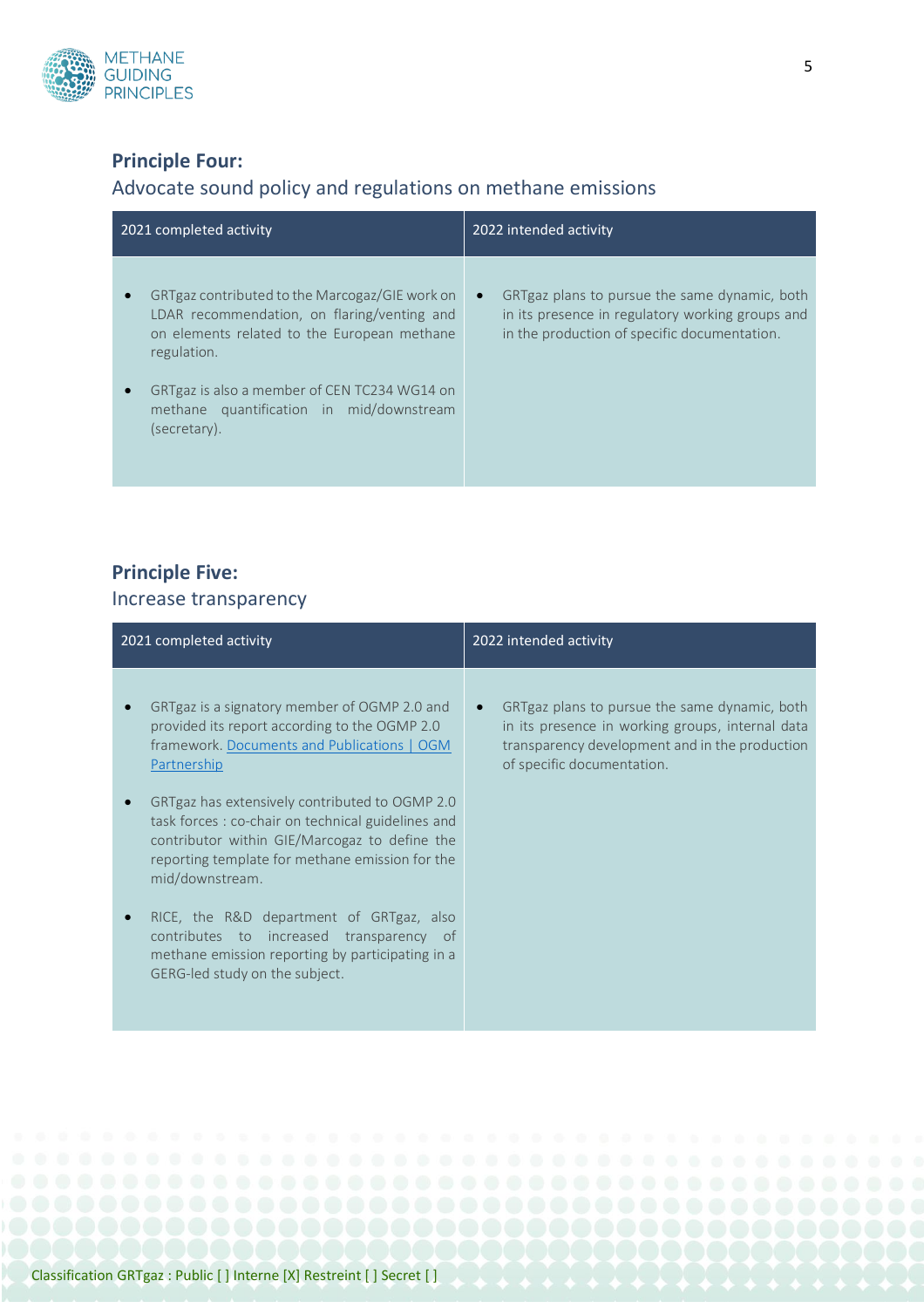## Principle Four:

### Advocate sound policy and regulations on methane emissions

| 2021 completed activity | 2022 intended activity |
| --- | --- |
| • GRTgaz contributed to the Marcogaz/GIE work on LDAR recommendation, on flaring/venting and on elements related to the European methane regulation.<br><br>• GRTgaz is also a member of CEN TC234 WG14 on methane quantification in mid/downstream (secretary). | • GRTgaz plans to pursue the same dynamic, both in its presence in regulatory working groups and in the production of specific documentation. |

## Principle Five:

### Increase transparency

| 2021 completed activity | 2022 intended activity |
| --- | --- |
| • GRTgaz is a signatory member of OGMP 2.0 and provided its report according to the OGMP 2.0 framework. [Documents and Publications \| OGM Partnership](#)<br><br>• GRTgaz has extensively contributed to OGMP 2.0 task forces : co-chair on technical guidelines and contributor within GIE/Marcogaz to define the reporting template for methane emission for the mid/downstream.<br><br>• RICE, the R&D department of GRTgaz, also contributes to increased transparency of methane emission reporting by participating in a GERG-led study on the subject. | • GRTgaz plans to pursue the same dynamic, both in its presence in working groups, internal data transparency development and in the production of specific documentation. |

Classification GRTgaz : Public [ ] Interne [X] Restreint [ ] Secret [ ]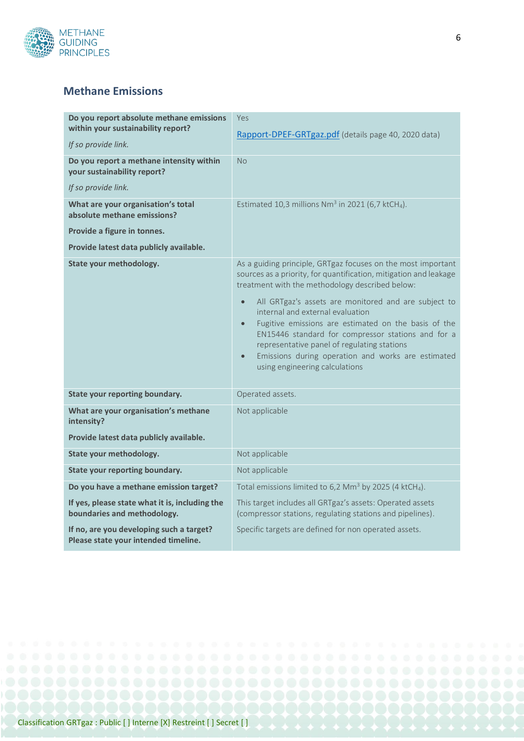## Methane Emissions

| | |
|---|---|
| **Do you report absolute methane emissions within your sustainability report?**<br><br>*If so provide link.* | Yes<br><br>Rapport-DPEF-GRTgaz.pdf (details page 40, 2020 data) |
| **Do you report a methane intensity within your sustainability report?**<br><br>*If so provide link.* | No |
| **What are your organisation's total absolute methane emissions?**<br><br>**Provide a figure in tonnes.**<br><br>**Provide latest data publicly available.** | Estimated 10,3 millions $Nm^3$ in 2021 (6,7 $ktCH_4$). |
| **State your methodology.** | As a guiding principle, GRTgaz focuses on the most important sources as a priority, for quantification, mitigation and leakage treatment with the methodology described below:<br><br>• All GRTgaz's assets are monitored and are subject to internal and external evaluation<br>• Fugitive emissions are estimated on the basis of the EN15446 standard for compressor stations and for a representative panel of regulating stations<br>• Emissions during operation and works are estimated using engineering calculations |
| **State your reporting boundary.** | Operated assets. |
| **What are your organisation's methane intensity?**<br><br>**Provide latest data publicly available.** | Not applicable |
| **State your methodology.** | Not applicable |
| **State your reporting boundary.** | Not applicable |
| **Do you have a methane emission target?**<br><br>**If yes, please state what it is, including the boundaries and methodology.**<br><br>**If no, are you developing such a target? Please state your intended timeline.** | Total emissions limited to 6,2 $Mm^3$ by 2025 (4 $ktCH_4$).<br><br>This target includes all GRTgaz's assets: Operated assets (compressor stations, regulating stations and pipelines).<br><br>Specific targets are defined for non operated assets. |

Classification GRTgaz : Public [ ] Interne [X] Restreint [ ] Secret [ ]